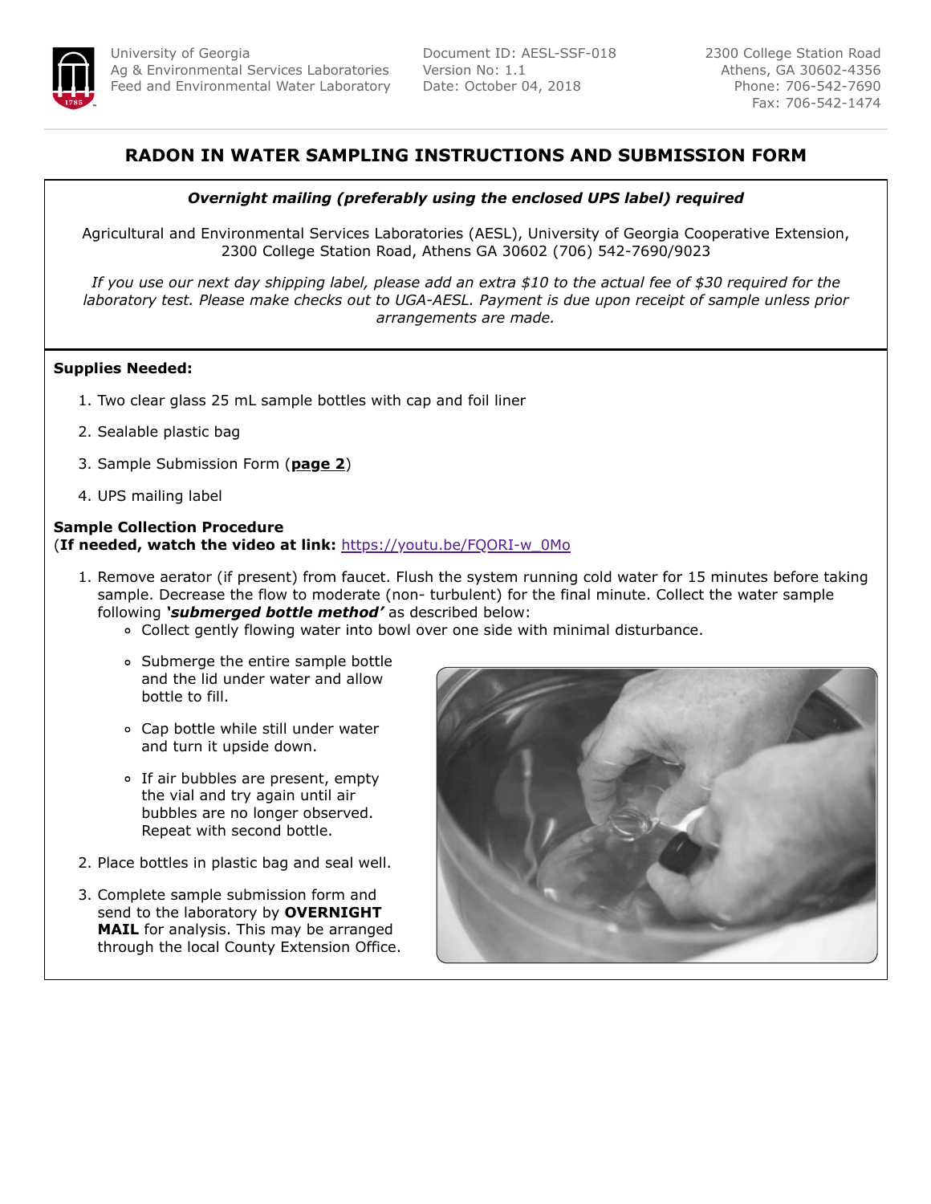University of Georgia
Ag & Environmental Services Laboratories
Feed and Environmental Water Laboratory

Document ID: AESL-SSF-018
Version No: 1.1
Date: October 04, 2018

2300 College Station Road
Athens, GA 30602-4356
Phone: 706-542-7690
Fax: 706-542-1474

# RADON IN WATER SAMPLING INSTRUCTIONS AND SUBMISSION FORM

***Overnight mailing (preferably using the enclosed UPS label) required***

Agricultural and Environmental Services Laboratories (AESL), University of Georgia Cooperative Extension, 2300 College Station Road, Athens GA 30602 (706) 542-7690/9023

*If you use our next day shipping label, please add an extra $10 to the actual fee of $30 required for the laboratory test. Please make checks out to UGA-AESL. Payment is due upon receipt of sample unless prior arrangements are made.*

**Supplies Needed:**

1. Two clear glass 25 mL sample bottles with cap and foil liner
2. Sealable plastic bag
3. Sample Submission Form (**page 2**)
4. UPS mailing label

**Sample Collection Procedure**
(**If needed, watch the video at link:** https://youtu.be/FQORI-w_0Mo

1. Remove aerator (if present) from faucet. Flush the system running cold water for 15 minutes before taking sample. Decrease the flow to moderate (non- turbulent) for the final minute. Collect the water sample following ***'submerged bottle method'*** as described below:
   - Collect gently flowing water into bowl over one side with minimal disturbance.
   - Submerge the entire sample bottle and the lid under water and allow bottle to fill.
   - Cap bottle while still under water and turn it upside down.
   - If air bubbles are present, empty the vial and try again until air bubbles are no longer observed. Repeat with second bottle.
2. Place bottles in plastic bag and seal well.
3. Complete sample submission form and send to the laboratory by **OVERNIGHT MAIL** for analysis. This may be arranged through the local County Extension Office.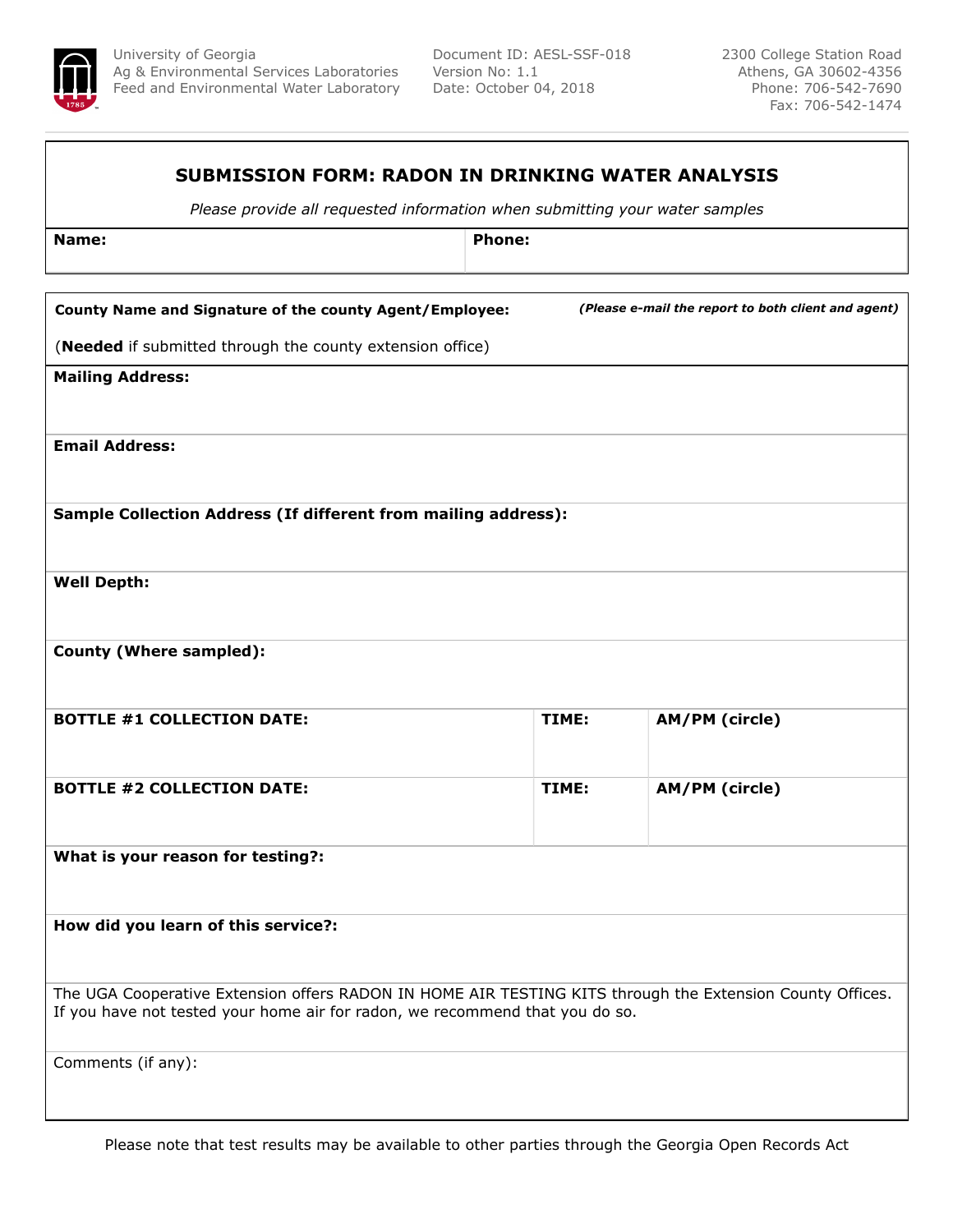University of Georgia
Ag & Environmental Services Laboratories
Feed and Environmental Water Laboratory

Document ID: AESL-SSF-018
Version No: 1.1
Date: October 04, 2018

2300 College Station Road
Athens, GA 30602-4356
Phone: 706-542-7690
Fax: 706-542-1474

## SUBMISSION FORM: RADON IN DRINKING WATER ANALYSIS

*Please provide all requested information when submitting your water samples*

| | |
|---|---|
| **Name:** | **Phone:** |

**County Name and Signature of the county Agent/Employee:** ***(Please e-mail the report to both client and agent)***

(**Needed** if submitted through the county extension office)

**Mailing Address:**

**Email Address:**

**Sample Collection Address (If different from mailing address):**

**Well Depth:**

**County (Where sampled):**

| | | |
|---|---|---|
| **BOTTLE #1 COLLECTION DATE:** | **TIME:** | **AM/PM (circle)** |
| **BOTTLE #2 COLLECTION DATE:** | **TIME:** | **AM/PM (circle)** |

**What is your reason for testing?:**

**How did you learn of this service?:**

The UGA Cooperative Extension offers RADON IN HOME AIR TESTING KITS through the Extension County Offices. If you have not tested your home air for radon, we recommend that you do so.

Comments (if any):

Please note that test results may be available to other parties through the Georgia Open Records Act